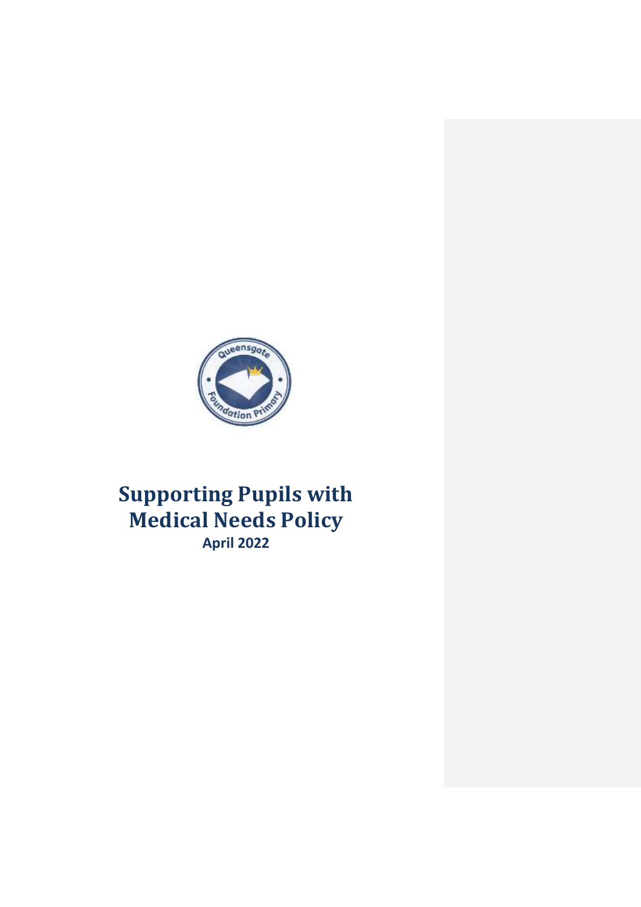# Supporting Pupils with Medical Needs Policy

**April 2022**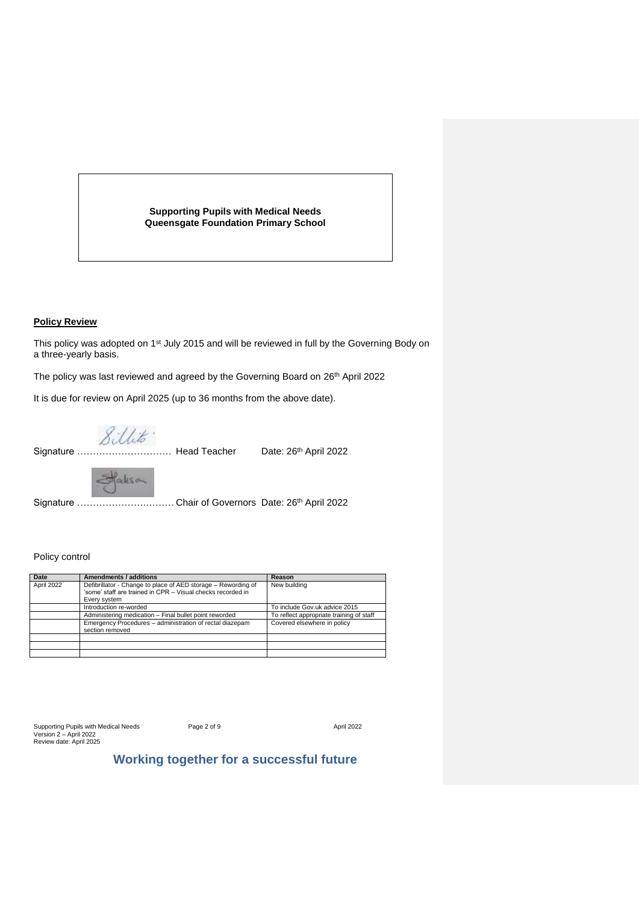**Supporting Pupils with Medical Needs**
**Queensgate Foundation Primary School**

## Policy Review

This policy was adopted on 1st July 2015 and will be reviewed in full by the Governing Body on a three-yearly basis.

The policy was last reviewed and agreed by the Governing Board on 26th April 2022

It is due for review on April 2025 (up to 36 months from the above date).

Signature ………………………… Head Teacher Date: 26th April 2022

Signature ………………………… Chair of Governors Date: 26th April 2022

Policy control

| Date | Amendments / additions | Reason |
|---|---|---|
| April 2022 | Defibrillator - Change to place of AED storage – Rewording of 'some' staff are trained in CPR – Visual checks recorded in Every system | New building |
| | Introduction re-worded | To include Gov.uk advice 2015 |
| | Administering medication – Final bullet point reworded | To reflect appropriate training of staff |
| | Emergency Procedures – administration of rectal diazepam section removed | Covered elsewhere in policy |
| | | |
| | | |
| | | |

**Working together for a successful future**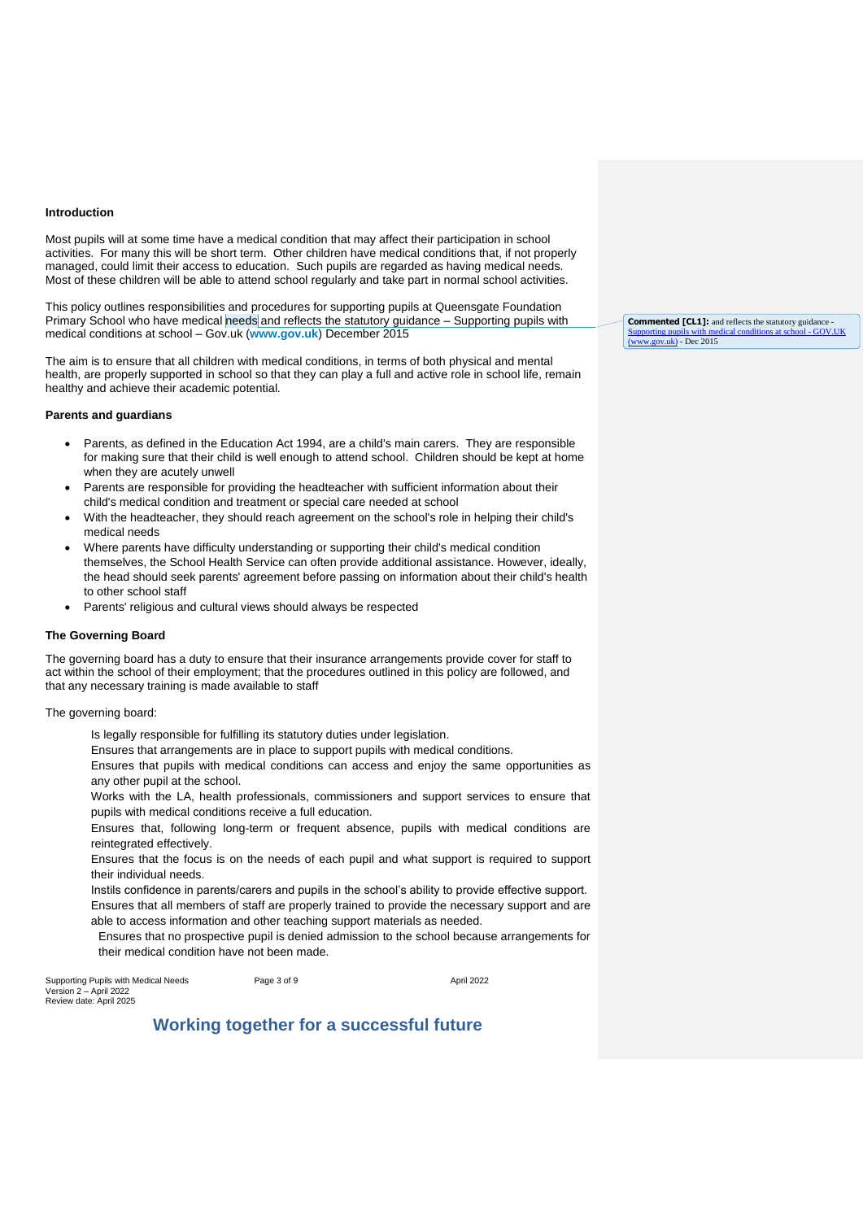## Introduction

Most pupils will at some time have a medical condition that may affect their participation in school activities. For many this will be short term. Other children have medical conditions that, if not properly managed, could limit their access to education. Such pupils are regarded as having medical needs. Most of these children will be able to attend school regularly and take part in normal school activities.

This policy outlines responsibilities and procedures for supporting pupils at Queensgate Foundation Primary School who have medical needs and reflects the statutory guidance – Supporting pupils with medical conditions at school – Gov.uk (**www.gov.uk**) December 2015

The aim is to ensure that all children with medical conditions, in terms of both physical and mental health, are properly supported in school so that they can play a full and active role in school life, remain healthy and achieve their academic potential.

## Parents and guardians

- Parents, as defined in the Education Act 1994, are a child's main carers. They are responsible for making sure that their child is well enough to attend school. Children should be kept at home when they are acutely unwell
- Parents are responsible for providing the headteacher with sufficient information about their child's medical condition and treatment or special care needed at school
- With the headteacher, they should reach agreement on the school's role in helping their child's medical needs
- Where parents have difficulty understanding or supporting their child's medical condition themselves, the School Health Service can often provide additional assistance. However, ideally, the head should seek parents' agreement before passing on information about their child's health to other school staff
- Parents' religious and cultural views should always be respected

## The Governing Board

The governing board has a duty to ensure that their insurance arrangements provide cover for staff to act within the school of their employment; that the procedures outlined in this policy are followed, and that any necessary training is made available to staff

The governing board:

Is legally responsible for fulfilling its statutory duties under legislation.
Ensures that arrangements are in place to support pupils with medical conditions.
Ensures that pupils with medical conditions can access and enjoy the same opportunities as any other pupil at the school.
Works with the LA, health professionals, commissioners and support services to ensure that pupils with medical conditions receive a full education.
Ensures that, following long-term or frequent absence, pupils with medical conditions are reintegrated effectively.
Ensures that the focus is on the needs of each pupil and what support is required to support their individual needs.
Instils confidence in parents/carers and pupils in the school's ability to provide effective support.
Ensures that all members of staff are properly trained to provide the necessary support and are able to access information and other teaching support materials as needed.
Ensures that no prospective pupil is denied admission to the school because arrangements for their medical condition have not been made.

**Commented [CL1]:** and reflects the statutory guidance - Supporting pupils with medical conditions at school - GOV.UK (www.gov.uk) - Dec 2015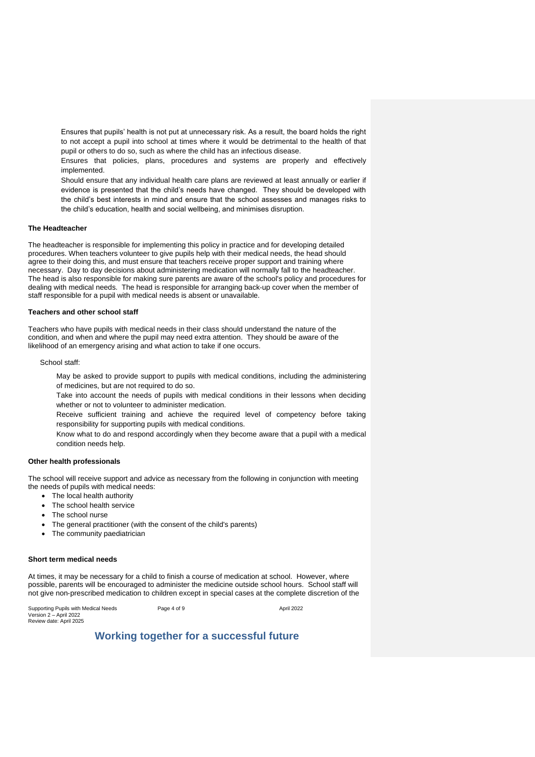Ensures that pupils' health is not put at unnecessary risk. As a result, the board holds the right to not accept a pupil into school at times where it would be detrimental to the health of that pupil or others to do so, such as where the child has an infectious disease.

Ensures that policies, plans, procedures and systems are properly and effectively implemented.

Should ensure that any individual health care plans are reviewed at least annually or earlier if evidence is presented that the child's needs have changed. They should be developed with the child's best interests in mind and ensure that the school assesses and manages risks to the child's education, health and social wellbeing, and minimises disruption.

**The Headteacher**

The headteacher is responsible for implementing this policy in practice and for developing detailed procedures. When teachers volunteer to give pupils help with their medical needs, the head should agree to their doing this, and must ensure that teachers receive proper support and training where necessary. Day to day decisions about administering medication will normally fall to the headteacher. The head is also responsible for making sure parents are aware of the school's policy and procedures for dealing with medical needs. The head is responsible for arranging back-up cover when the member of staff responsible for a pupil with medical needs is absent or unavailable.

**Teachers and other school staff**

Teachers who have pupils with medical needs in their class should understand the nature of the condition, and when and where the pupil may need extra attention. They should be aware of the likelihood of an emergency arising and what action to take if one occurs.

School staff:

May be asked to provide support to pupils with medical conditions, including the administering of medicines, but are not required to do so.

Take into account the needs of pupils with medical conditions in their lessons when deciding whether or not to volunteer to administer medication.

Receive sufficient training and achieve the required level of competency before taking responsibility for supporting pupils with medical conditions.

Know what to do and respond accordingly when they become aware that a pupil with a medical condition needs help.

**Other health professionals**

The school will receive support and advice as necessary from the following in conjunction with meeting the needs of pupils with medical needs:

- The local health authority
- The school health service
- The school nurse
- The general practitioner (with the consent of the child's parents)
- The community paediatrician

**Short term medical needs**

At times, it may be necessary for a child to finish a course of medication at school. However, where possible, parents will be encouraged to administer the medicine outside school hours. School staff will not give non-prescribed medication to children except in special cases at the complete discretion of the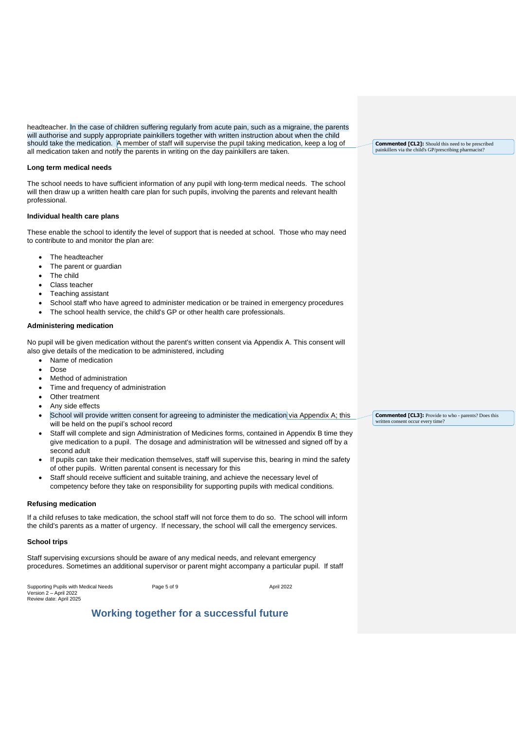headteacher. In the case of children suffering regularly from acute pain, such as a migraine, the parents will authorise and supply appropriate painkillers together with written instruction about when the child should take the medication. A member of staff will supervise the pupil taking medication, keep a log of all medication taken and notify the parents in writing on the day painkillers are taken.

**Commented [CL2]:** Should this need to be prescribed painkillers via the child's GP/prescribing pharmacist?

**Long term medical needs**

The school needs to have sufficient information of any pupil with long-term medical needs. The school will then draw up a written health care plan for such pupils, involving the parents and relevant health professional.

**Individual health care plans**

These enable the school to identify the level of support that is needed at school. Those who may need to contribute to and monitor the plan are:

- The headteacher
- The parent or guardian
- The child
- Class teacher
- Teaching assistant
- School staff who have agreed to administer medication or be trained in emergency procedures
- The school health service, the child's GP or other health care professionals.

**Administering medication**

No pupil will be given medication without the parent's written consent via Appendix A. This consent will also give details of the medication to be administered, including

- Name of medication
- Dose
- Method of administration
- Time and frequency of administration
- Other treatment
- Any side effects
- School will provide written consent for agreeing to administer the medication via Appendix A; this will be held on the pupil's school record
- Staff will complete and sign Administration of Medicines forms, contained in Appendix B time they give medication to a pupil. The dosage and administration will be witnessed and signed off by a second adult
- If pupils can take their medication themselves, staff will supervise this, bearing in mind the safety of other pupils. Written parental consent is necessary for this
- Staff should receive sufficient and suitable training, and achieve the necessary level of competency before they take on responsibility for supporting pupils with medical conditions.

**Commented [CL3]:** Provide to who - parents? Does this written consent occur every time?

**Refusing medication**

If a child refuses to take medication, the school staff will not force them to do so. The school will inform the child's parents as a matter of urgency. If necessary, the school will call the emergency services.

**School trips**

Staff supervising excursions should be aware of any medical needs, and relevant emergency procedures. Sometimes an additional supervisor or parent might accompany a particular pupil. If staff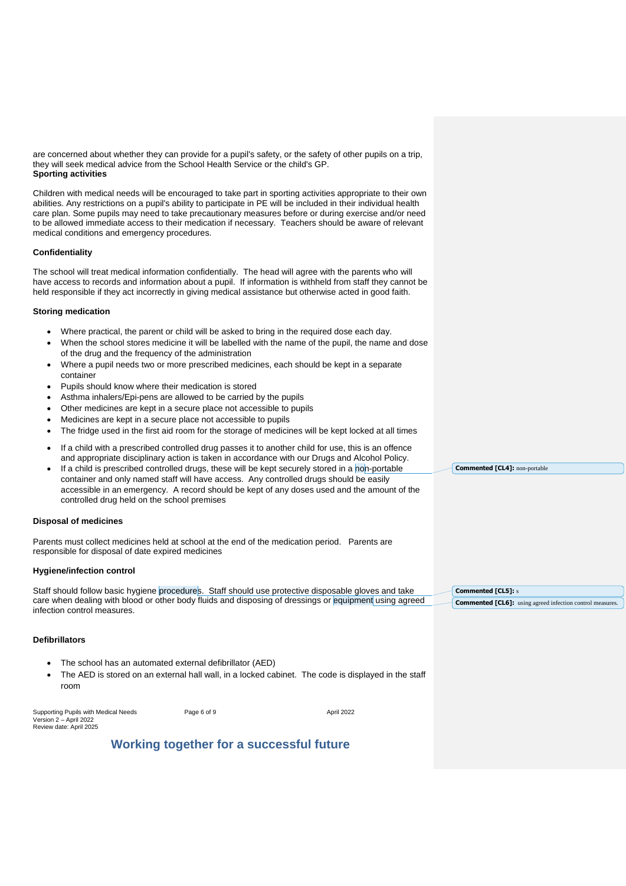are concerned about whether they can provide for a pupil's safety, or the safety of other pupils on a trip, they will seek medical advice from the School Health Service or the child's GP.

**Sporting activities**

Children with medical needs will be encouraged to take part in sporting activities appropriate to their own abilities. Any restrictions on a pupil's ability to participate in PE will be included in their individual health care plan. Some pupils may need to take precautionary measures before or during exercise and/or need to be allowed immediate access to their medication if necessary. Teachers should be aware of relevant medical conditions and emergency procedures.

**Confidentiality**

The school will treat medical information confidentially. The head will agree with the parents who will have access to records and information about a pupil. If information is withheld from staff they cannot be held responsible if they act incorrectly in giving medical assistance but otherwise acted in good faith.

**Storing medication**

- Where practical, the parent or child will be asked to bring in the required dose each day.
- When the school stores medicine it will be labelled with the name of the pupil, the name and dose of the drug and the frequency of the administration
- Where a pupil needs two or more prescribed medicines, each should be kept in a separate container
- Pupils should know where their medication is stored
- Asthma inhalers/Epi-pens are allowed to be carried by the pupils
- Other medicines are kept in a secure place not accessible to pupils
- Medicines are kept in a secure place not accessible to pupils
- The fridge used in the first aid room for the storage of medicines will be kept locked at all times

- If a child with a prescribed controlled drug passes it to another child for use, this is an offence and appropriate disciplinary action is taken in accordance with our Drugs and Alcohol Policy.
- If a child is prescribed controlled drugs, these will be kept securely stored in a non-portable container and only named staff will have access. Any controlled drugs should be easily accessible in an emergency. A record should be kept of any doses used and the amount of the controlled drug held on the school premises

**Disposal of medicines**

Parents must collect medicines held at school at the end of the medication period. Parents are responsible for disposal of date expired medicines

**Hygiene/infection control**

Staff should follow basic hygiene procedures. Staff should use protective disposable gloves and take care when dealing with blood or other body fluids and disposing of dressings or equipment using agreed infection control measures.

**Defibrillators**

- The school has an automated external defibrillator (AED)
- The AED is stored on an external hall wall, in a locked cabinet. The code is displayed in the staff room

**Working together for a successful future**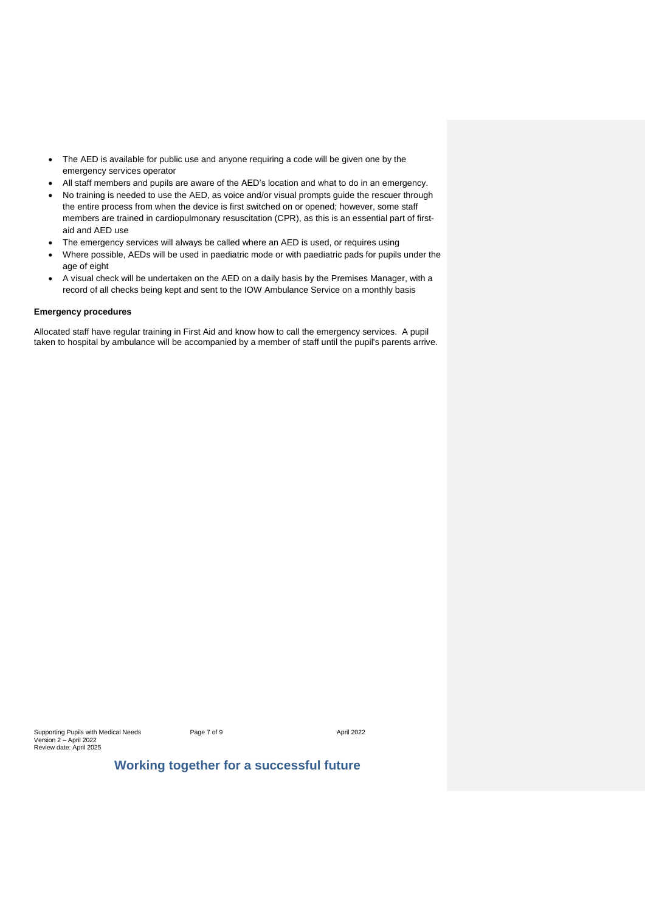- The AED is available for public use and anyone requiring a code will be given one by the emergency services operator
- All staff members and pupils are aware of the AED's location and what to do in an emergency.
- No training is needed to use the AED, as voice and/or visual prompts guide the rescuer through the entire process from when the device is first switched on or opened; however, some staff members are trained in cardiopulmonary resuscitation (CPR), as this is an essential part of first-aid and AED use
- The emergency services will always be called where an AED is used, or requires using
- Where possible, AEDs will be used in paediatric mode or with paediatric pads for pupils under the age of eight
- A visual check will be undertaken on the AED on a daily basis by the Premises Manager, with a record of all checks being kept and sent to the IOW Ambulance Service on a monthly basis

**Emergency procedures**

Allocated staff have regular training in First Aid and know how to call the emergency services. A pupil taken to hospital by ambulance will be accompanied by a member of staff until the pupil's parents arrive.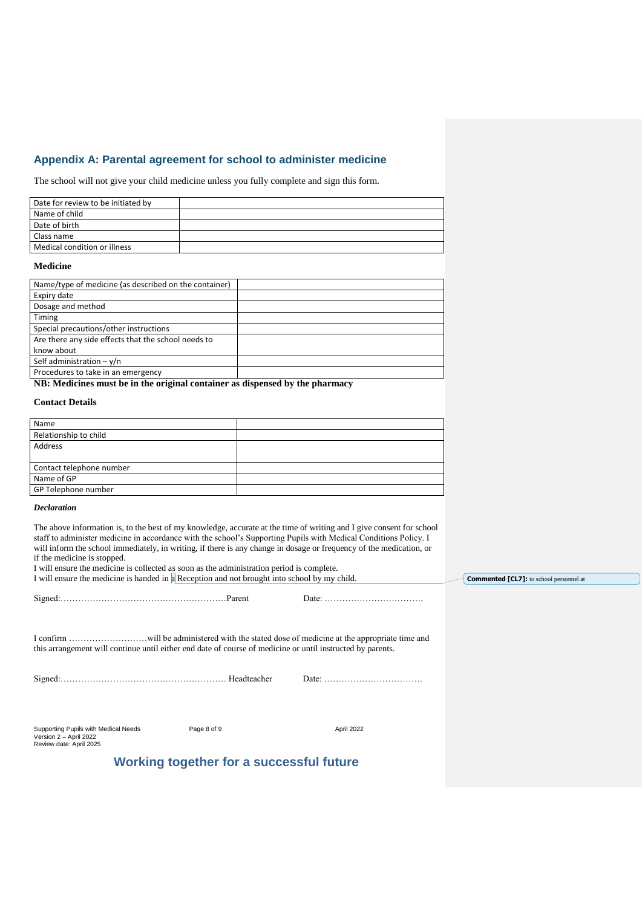## Appendix A: Parental agreement for school to administer medicine

The school will not give your child medicine unless you fully complete and sign this form.

| | |
|---|---|
| Date for review to be initiated by | |
| Name of child | |
| Date of birth | |
| Class name | |
| Medical condition or illness | |

**Medicine**

| | |
|---|---|
| Name/type of medicine (as described on the container) | |
| Expiry date | |
| Dosage and method | |
| Timing | |
| Special precautions/other instructions | |
| Are there any side effects that the school needs to know about | |
| Self administration – y/n | |
| Procedures to take in an emergency | |

**NB: Medicines must be in the original container as dispensed by the pharmacy**

**Contact Details**

| | |
|---|---|
| Name | |
| Relationship to child | |
| Address | |
| Contact telephone number | |
| Name of GP | |
| GP Telephone number | |

***Declaration***

The above information is, to the best of my knowledge, accurate at the time of writing and I give consent for school staff to administer medicine in accordance with the school's Supporting Pupils with Medical Conditions Policy. I will inform the school immediately, in writing, if there is any change in dosage or frequency of the medication, or if the medicine is stopped.
I will ensure the medicine is collected as soon as the administration period is complete.
I will ensure the medicine is handed in a Reception and not brought into school by my child.

Commented [CL7]: to school personnel at

Signed:…………………………………………………Parent Date: …………………………….

I confirm ………………………will be administered with the stated dose of medicine at the appropriate time and this arrangement will continue until either end date of course of medicine or until instructed by parents.

Signed:………………………………………………… Headteacher Date: …………………………….

**Working together for a successful future**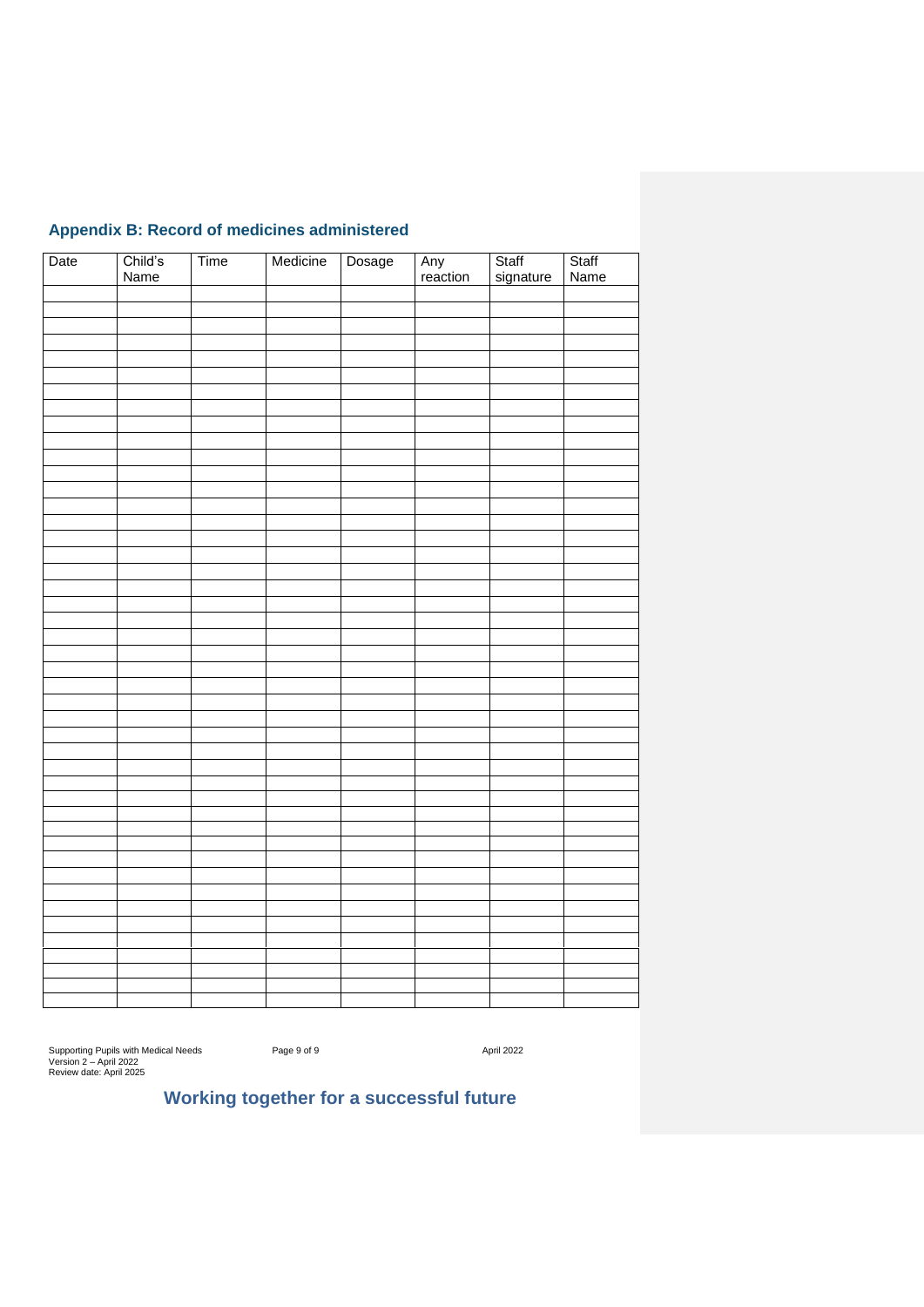## Appendix B: Record of medicines administered

| Date | Child's Name | Time | Medicine | Dosage | Any reaction | Staff signature | Staff Name |
|---|---|---|---|---|---|---|---|
| | | | | | | | |
| | | | | | | | |
| | | | | | | | |
| | | | | | | | |
| | | | | | | | |
| | | | | | | | |
| | | | | | | | |
| | | | | | | | |
| | | | | | | | |
| | | | | | | | |
| | | | | | | | |
| | | | | | | | |
| | | | | | | | |
| | | | | | | | |
| | | | | | | | |
| | | | | | | | |
| | | | | | | | |
| | | | | | | | |
| | | | | | | | |
| | | | | | | | |
| | | | | | | | |
| | | | | | | | |
| | | | | | | | |
| | | | | | | | |
| | | | | | | | |
| | | | | | | | |
| | | | | | | | |
| | | | | | | | |
| | | | | | | | |
| | | | | | | | |
| | | | | | | | |
| | | | | | | | |
| | | | | | | | |
| | | | | | | | |
| | | | | | | | |
| | | | | | | | |
| | | | | | | | |
| | | | | | | | |
| | | | | | | | |
| | | | | | | | |
| | | | | | | | |
| | | | | | | | |
| | | | | | | | |
| | | | | | | | |